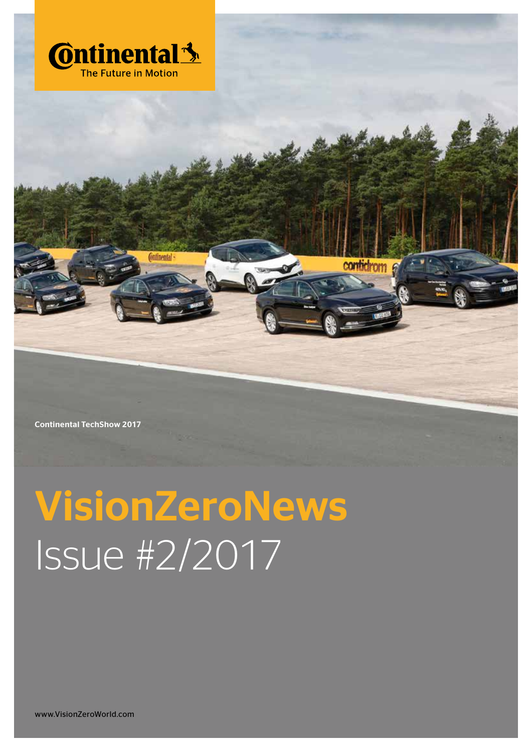Continental
The Future in Motion

Continental TechShow 2017

# VisionZeroNews
Issue #2/2017

www.VisionZeroWorld.com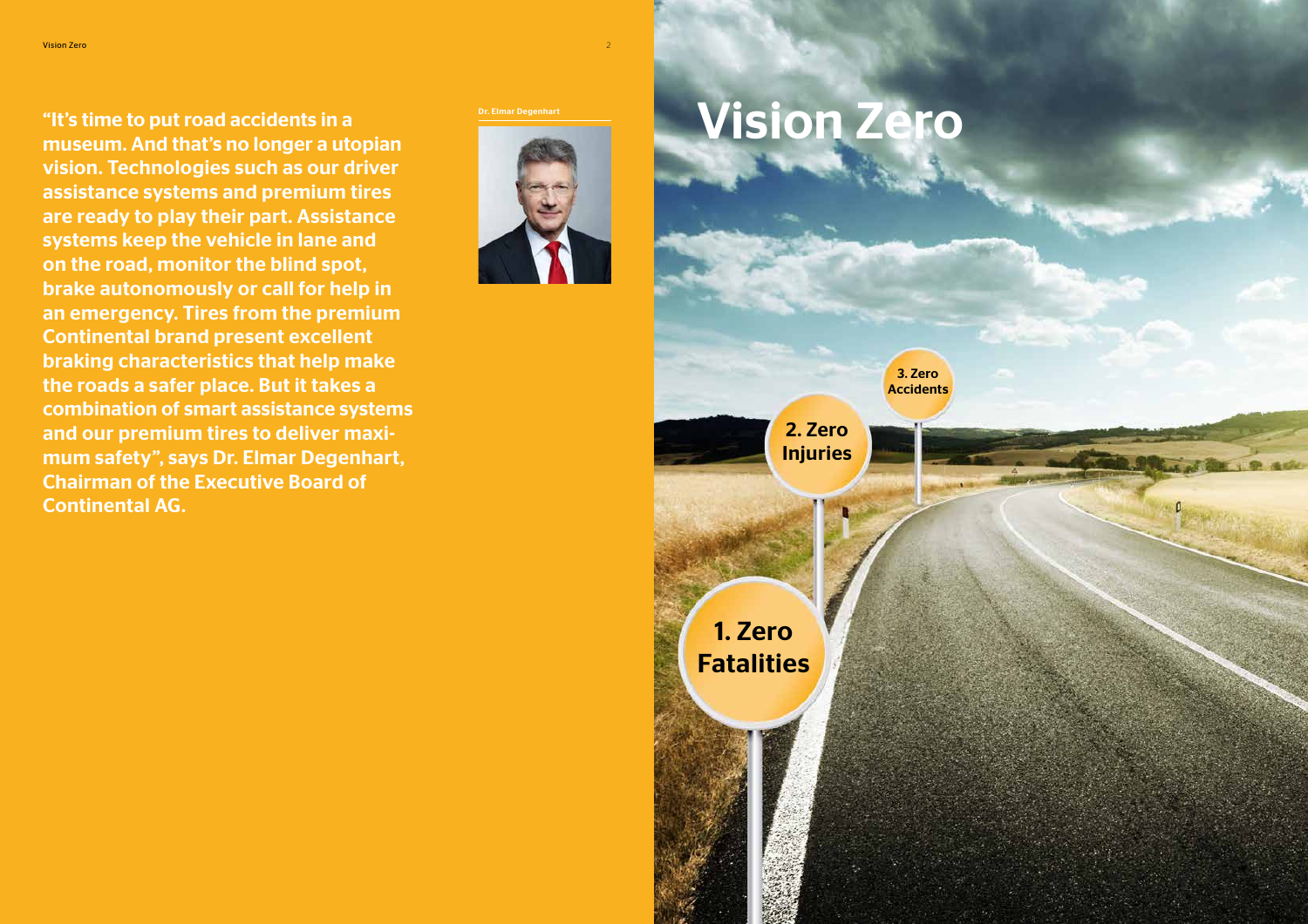# Vision Zero

"It's time to put road accidents in a museum. And that's no longer a utopian vision. Technologies such as our driver assistance systems and premium tires are ready to play their part. Assistance systems keep the vehicle in lane and on the road, monitor the blind spot, brake autonomously or call for help in an emergency. Tires from the premium Continental brand present excellent braking characteristics that help make the roads a safer place. But it takes a combination of smart assistance systems and our premium tires to deliver maximum safety", says Dr. Elmar Degenhart, Chairman of the Executive Board of Continental AG.

Dr. Elmar Degenhart

1. Zero Fatalities

2. Zero Injuries

3. Zero Accidents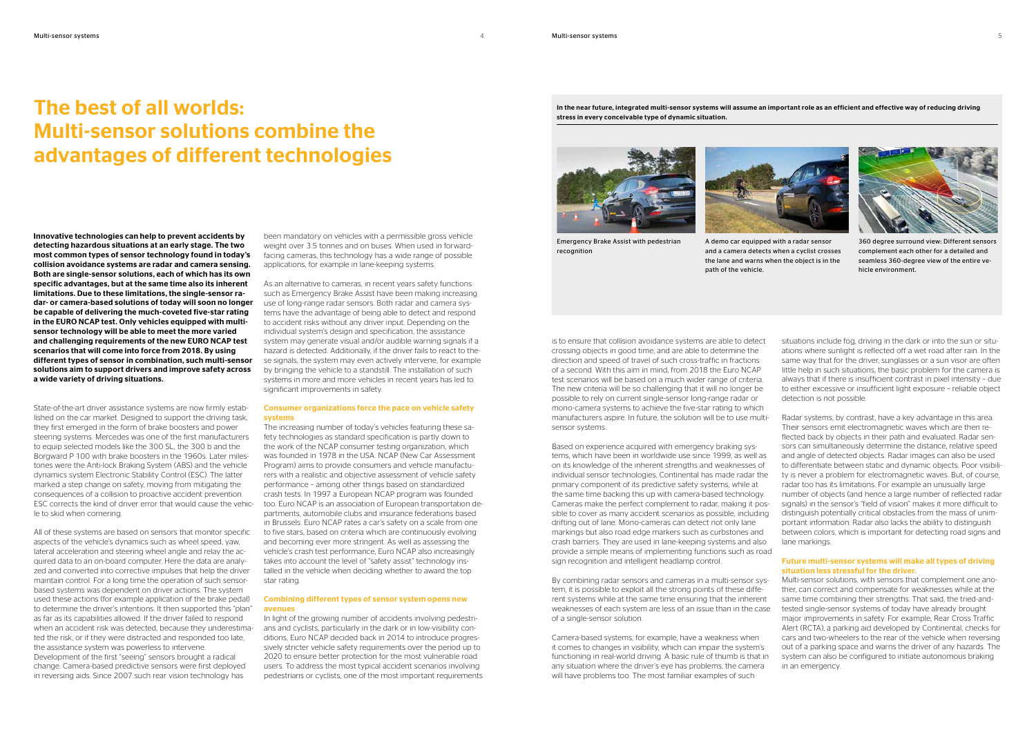# The best of all worlds: Multi-sensor solutions combine the advantages of different technologies

**Innovative technologies can help to prevent accidents by detecting hazardous situations at an early stage. The two most common types of sensor technology found in today's collision avoidance systems are radar and camera sensing. Both are single-sensor solutions, each of which has its own specific advantages, but at the same time also its inherent limitations. Due to these limitations, the single-sensor radar- or camera-based solutions of today will soon no longer be capable of delivering the much-coveted five-star rating in the EURO NCAP test. Only vehicles equipped with multi-sensor technology will be able to meet the more varied and challenging requirements of the new EURO NCAP test scenarios that will come into force from 2018. By using different types of sensor in combination, such multi-sensor solutions aim to support drivers and improve safety across a wide variety of driving situations.**

State-of-the-art driver assistance systems are now firmly established on the car market. Designed to support the driving task, they first emerged in the form of brake boosters and power steering systems. Mercedes was one of the first manufacturers to equip selected models like the 300 SL, the 300 b and the Borgward P 100 with brake boosters in the 1960s. Later milestones were the Anti-lock Braking System (ABS) and the vehicle dynamics system Electronic Stability Control (ESC). The latter marked a step change on safety, moving from mitigating the consequences of a collision to proactive accident prevention. ESC corrects the kind of driver error that would cause the vehicle to skid when cornering.

All of these systems are based on sensors that monitor specific aspects of the vehicle's dynamics such as wheel speed, yaw, lateral acceleration and steering wheel angle and relay the acquired data to an on-board computer. Here the data are analyzed and converted into corrective impulses that help the driver maintain control. For a long time the operation of such sensor-based systems was dependent on driver actions. The system used these actions (for example application of the brake pedal) to determine the driver's intentions. It then supported this "plan" as far as its capabilities allowed. If the driver failed to respond when an accident risk was detected, because they underestimated the risk, or if they were distracted and responded too late, the assistance system was powerless to intervene.
Development of the first "seeing" sensors brought a radical change. Camera-based predictive sensors were first deployed in reversing aids. Since 2007 such rear vision technology has been mandatory on vehicles with a permissible gross vehicle weight over 3.5 tonnes and on buses. When used in forward-facing cameras, this technology has a wide range of possible applications, for example in lane-keeping systems.

As an alternative to cameras, in recent years safety functions such as Emergency Brake Assist have been making increasing use of long-range radar sensors. Both radar and camera systems have the advantage of being able to detect and respond to accident risks without any driver input. Depending on the individual system's design and specification, the assistance system may generate visual and/or audible warning signals if a hazard is detected. Additionally, if the driver fails to react to these signals, the system may even actively intervene, for example by bringing the vehicle to a standstill. The installation of such systems in more and more vehicles in recent years has led to significant improvements in safety.

### Consumer organizations force the pace on vehicle safety systems

The increasing number of today's vehicles featuring these safety technologies as standard specification is partly down to the work of the NCAP consumer testing organization, which was founded in 1978 in the USA. NCAP (New Car Assessment Program) aims to provide consumers and vehicle manufacturers with a realistic and objective assessment of vehicle safety performance – among other things based on standardized crash tests. In 1997 a European NCAP program was founded too. Euro NCAP is an association of European transportation departments, automobile clubs and insurance federations based in Brussels. Euro NCAP rates a car's safety on a scale from one to five stars, based on criteria which are continuously evolving and becoming ever more stringent. As well as assessing the vehicle's crash test performance, Euro NCAP also increasingly takes into account the level of "safety assist" technology installed in the vehicle when deciding whether to award the top star rating.

### Combining different types of sensor system opens new avenues

In light of the growing number of accidents involving pedestrians and cyclists, particularly in the dark or in low-visibility conditions, Euro NCAP decided back in 2014 to introduce progressively stricter vehicle safety requirements over the period up to 2020 to ensure better protection for the most vulnerable road users. To address the most typical accident scenarios involving pedestrians or cyclists, one of the most important requirements is to ensure that collision avoidance systems are able to detect crossing objects in good time, and are able to determine the direction and speed of travel of such cross-traffic in fractions of a second. With this aim in mind, from 2018 the Euro NCAP test scenarios will be based on a much wider range of criteria. The new criteria will be so challenging that it will no longer be possible to rely on current single-sensor long-range radar or mono-camera systems to achieve the five-star rating to which manufacturers aspire. In future, the solution will be to use multi-sensor systems.

**In the near future, integrated multi-sensor systems will assume an important role as an efficient and effective way of reducing driving stress in every conceivable type of dynamic situation.**

Emergency Brake Assist with pedestrian recognition

A demo car equipped with a radar sensor and a camera detects when a cyclist crosses the lane and warns when the object is in the path of the vehicle.

360 degree surround view: Different sensors complement each other for a detailed and seamless 360-degree view of the entire vehicle environment.

Based on experience acquired with emergency braking systems, which have been in worldwide use since 1999, as well as on its knowledge of the inherent strengths and weaknesses of individual sensor technologies, Continental has made radar the primary component of its predictive safety systems, while at the same time backing this up with camera-based technology. Cameras make the perfect complement to radar, making it possible to cover as many accident scenarios as possible, including drifting out of lane. Mono-cameras can detect not only lane markings but also road edge markers such as curbstones and crash barriers. They are used in lane-keeping systems and also provide a simple means of implementing functions such as road sign recognition and intelligent headlamp control.

By combining radar sensors and cameras in a multi-sensor system, it is possible to exploit all the strong points of these different systems while at the same time ensuring that the inherent weaknesses of each system are less of an issue than in the case of a single-sensor solution.

Camera-based systems, for example, have a weakness when it comes to changes in visibility, which can impair the system's functioning in real-world driving. A basic rule of thumb is that in any situation where the driver's eye has problems, the camera will have problems too. The most familiar examples of such situations include fog, driving in the dark or into the sun or situations where sunlight is reflected off a wet road after rain. In the same way that for the driver, sunglasses or a sun visor are often little help in such situations, the basic problem for the camera is always that if there is insufficient contrast in pixel intensity – due to either excessive or insufficient light exposure – reliable object detection is not possible.

Radar systems, by contrast, have a key advantage in this area. Their sensors emit electromagnetic waves which are then reflected back by objects in their path and evaluated. Radar sensors can simultaneously determine the distance, relative speed and angle of detected objects. Radar images can also be used to differentiate between static and dynamic objects. Poor visibility is never a problem for electromagnetic waves. But, of course, radar too has its limitations. For example an unusually large number of objects (and hence a large number of reflected radar signals) in the sensor's "field of vision" makes it more difficult to distinguish potentially critical obstacles from the mass of unimportant information. Radar also lacks the ability to distinguish between colors, which is important for detecting road signs and lane markings.

### Future multi-sensor systems will make all types of driving situation less stressful for the driver.

Multi-sensor solutions, with sensors that complement each another, can correct and compensate for weaknesses while at the same time combining their strengths. That said, the tried-and-tested single-sensor systems of today have already brought major improvements in safety. For example, Rear Cross Traffic Alert (RCTA), a parking aid developed by Continental, checks for cars and two-wheelers to the rear of the vehicle when reversing out of a parking space and warns the driver of any hazards. The system can also be configured to initiate autonomous braking in an emergency.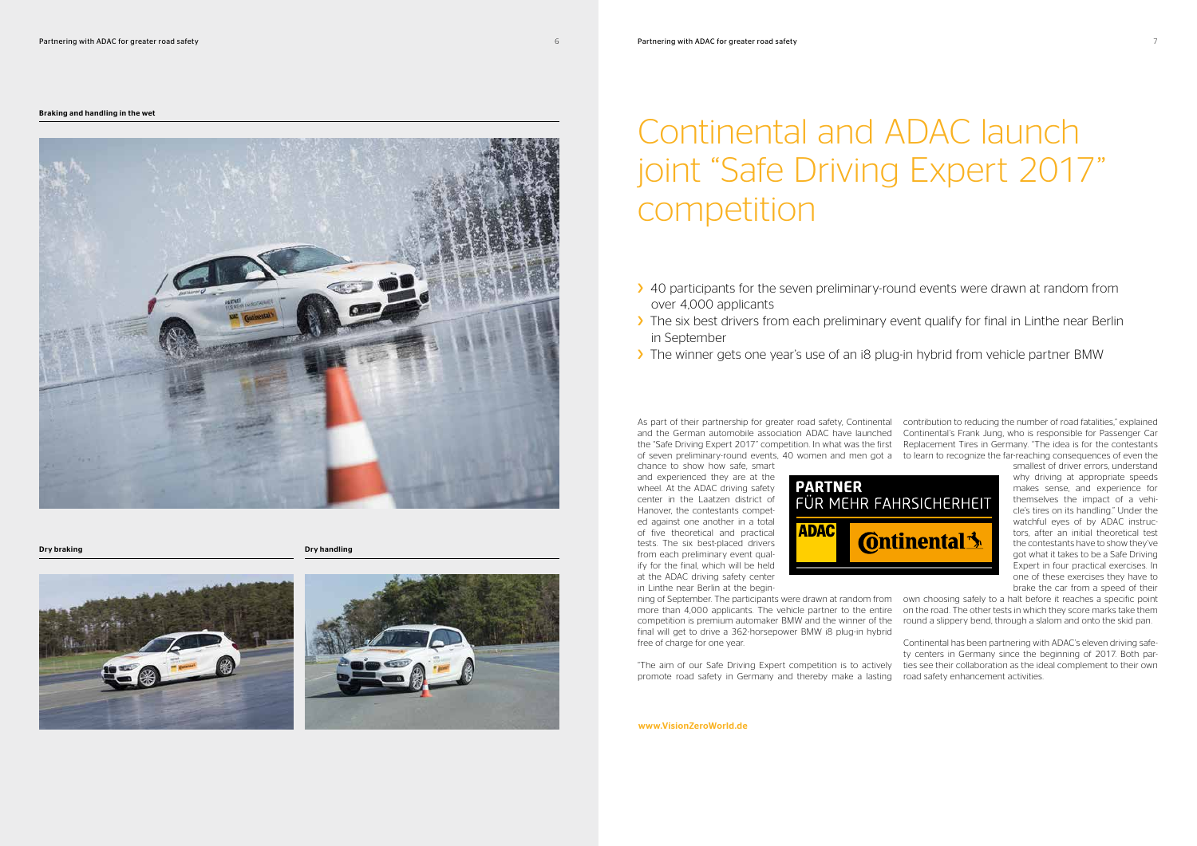**Braking and handling in the wet**

**Dry braking**

**Dry handling**

# Continental and ADAC launch joint "Safe Driving Expert 2017" competition

- 40 participants for the seven preliminary-round events were drawn at random from over 4,000 applicants
- The six best drivers from each preliminary event qualify for final in Linthe near Berlin in September
- The winner gets one year's use of an i8 plug-in hybrid from vehicle partner BMW

As part of their partnership for greater road safety, Continental and the German automobile association ADAC have launched the "Safe Driving Expert 2017" competition. In what was the first of seven preliminary-round events, 40 women and men got a chance to show how safe, smart and experienced they are at the wheel. At the ADAC driving safety center in the Laatzen district of Hanover, the contestants competed against one another in a total of five theoretical and practical tests. The six best-placed drivers from each preliminary event qualify for the final, which will be held at the ADAC driving safety center in Linthe near Berlin at the beginning of September. The participants were drawn at random from more than 4,000 applicants. The vehicle partner to the entire competition is premium automaker BMW and the winner of the final will get to drive a 362-horsepower BMW i8 plug-in hybrid free of charge for one year.

"The aim of our Safe Driving Expert competition is to actively promote road safety in Germany and thereby make a lasting contribution to reducing the number of road fatalities," explained Continental's Frank Jung, who is responsible for Passenger Car Replacement Tires in Germany. "The idea is for the contestants to learn to recognize the far-reaching consequences of even the smallest of driver errors, understand why driving at appropriate speeds makes sense, and experience for themselves the impact of a vehicle's tires on its handling." Under the watchful eyes of by ADAC instructors, after an initial theoretical test the contestants have to show they've got what it takes to be a Safe Driving Expert in four practical exercises. In one of these exercises they have to brake the car from a speed of their own choosing safely to a halt before it reaches a specific point on the road. The other tests in which they score marks take them round a slippery bend, through a slalom and onto the skid pan.

**PARTNER**
FÜR MEHR FAHRSICHERHEIT
ADAC Continental

Continental has been partnering with ADAC's eleven driving safety centers in Germany since the beginning of 2017. Both parties see their collaboration as the ideal complement to their own road safety enhancement activities.

**www.VisionZeroWorld.de**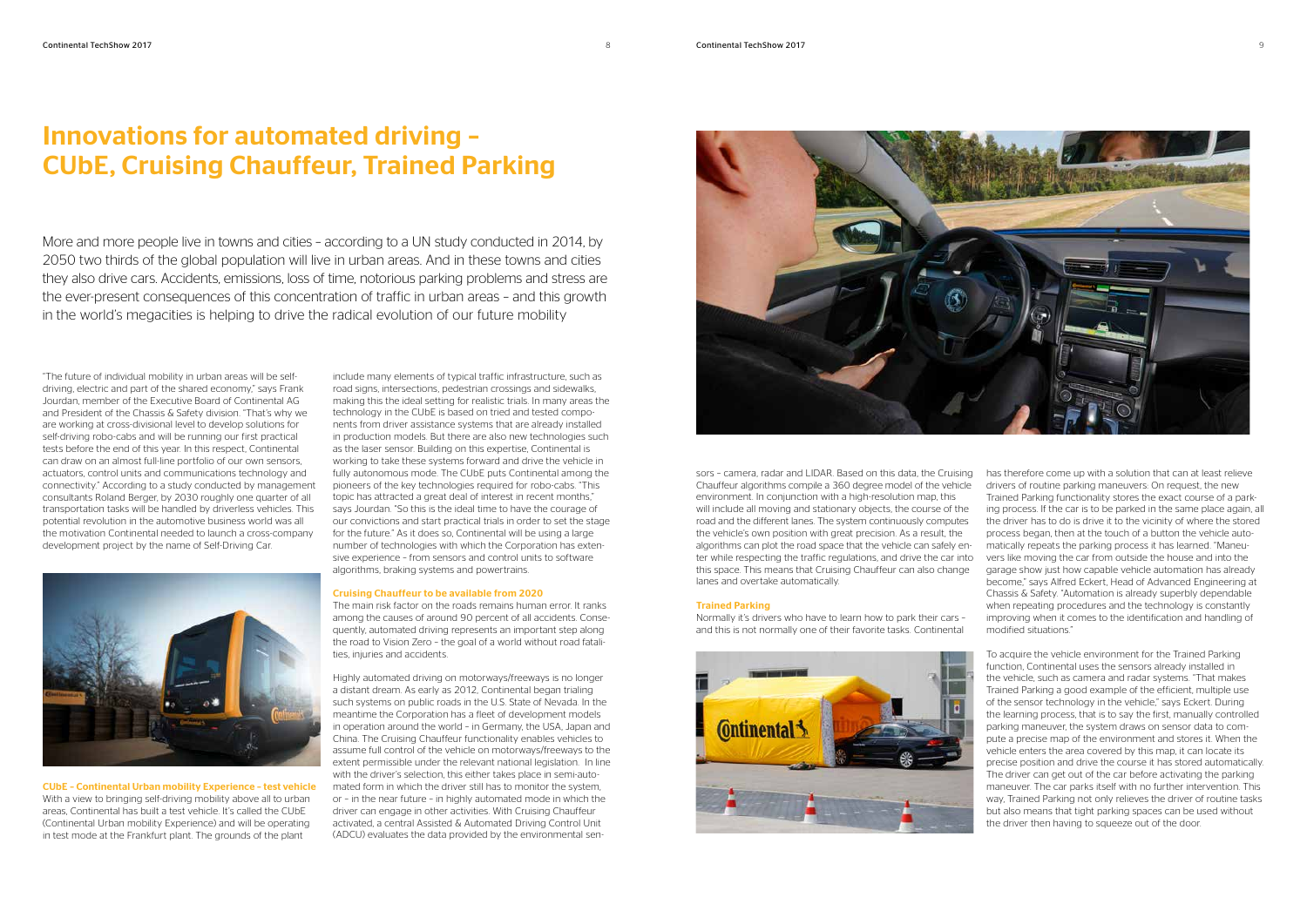# Innovations for automated driving – CUbE, Cruising Chauffeur, Trained Parking

More and more people live in towns and cities – according to a UN study conducted in 2014, by 2050 two thirds of the global population will live in urban areas. And in these towns and cities they also drive cars. Accidents, emissions, loss of time, notorious parking problems and stress are the ever-present consequences of this concentration of traffic in urban areas – and this growth in the world's megacities is helping to drive the radical evolution of our future mobility

"The future of individual mobility in urban areas will be self-driving, electric and part of the shared economy," says Frank Jourdan, member of the Executive Board of Continental AG and President of the Chassis & Safety division. "That's why we are working at cross-divisional level to develop solutions for self-driving robo-cabs and will be running our first practical tests before the end of this year. In this respect, Continental can draw on an almost full-line portfolio of our own sensors, actuators, control units and communications technology and connectivity." According to a study conducted by management consultants Roland Berger, by 2030 roughly one quarter of all transportation tasks will be handled by driverless vehicles. This potential revolution in the automotive business world was all the motivation Continental needed to launch a cross-company development project by the name of Self-Driving Car.

**CUbE – Continental Urban mobility Experience – test vehicle**
With a view to bringing self-driving mobility above all to urban areas, Continental has built a test vehicle. It's called the CUbE (Continental Urban mobility Experience) and will be operating in test mode at the Frankfurt plant. The grounds of the plant include many elements of typical traffic infrastructure, such as road signs, intersections, pedestrian crossings and sidewalks, making this the ideal setting for realistic trials. In many areas the technology in the CUbE is based on tried and tested components from driver assistance systems that are already installed in production models. But there are also new technologies such as the laser sensor. Building on this expertise, Continental is working to take these systems forward and drive the vehicle in fully autonomous mode. The CUbE puts Continental among the pioneers of the key technologies required for robo-cabs. "This topic has attracted a great deal of interest in recent months," says Jourdan. "So this is the ideal time to have the courage of our convictions and start practical trials in order to set the stage for the future." As it does so, Continental will be using a large number of technologies with which the Corporation has extensive experience – from sensors and control units to software algorithms, braking systems and powertrains.

**Cruising Chauffeur to be available from 2020**
The main risk factor on the roads remains human error. It ranks among the causes of around 90 percent of all accidents. Consequently, automated driving represents an important step along the road to Vision Zero – the goal of a world without road fatalities, injuries and accidents.

Highly automated driving on motorways/freeways is no longer a distant dream. As early as 2012, Continental began trialing such systems on public roads in the U.S. State of Nevada. In the meantime the Corporation has a fleet of development models in operation around the world – in Germany, the USA, Japan and China. The Cruising Chauffeur functionality enables vehicles to assume full control of the vehicle on motorways/freeways to the extent permissible under the relevant national legislation. In line with the driver's selection, this either takes place in semi-automated form in which the driver still has to monitor the system, or – in the near future – in highly automated mode in which the driver can engage in other activities. With Cruising Chauffeur activated, a central Assisted & Automated Driving Control Unit (ADCU) evaluates the data provided by the environmental sensors – camera, radar and LIDAR. Based on this data, the Cruising Chauffeur algorithms compile a 360 degree model of the vehicle environment. In conjunction with a high-resolution map, this will include all moving and stationary objects, the course of the road and the different lanes. The system continuously computes the vehicle's own position with great precision. As a result, the algorithms can plot the road space that the vehicle can safely enter while respecting the traffic regulations, and drive the car into this space. This means that Cruising Chauffeur can also change lanes and overtake automatically.

**Trained Parking**
Normally it's drivers who have to learn how to park their cars – and this is not normally one of their favorite tasks. Continental has therefore come up with a solution that can at least relieve drivers of routine parking maneuvers: On request, the new Trained Parking functionality stores the exact course of a parking process. If the car is to be parked in the same place again, all the driver has to do is drive it to the vicinity of where the stored process began, then at the touch of a button the vehicle automatically repeats the parking process it has learned. "Maneuvers like moving the car from outside the house and into the garage show just how capable vehicle automation has already become," says Alfred Eckert, Head of Advanced Engineering at Chassis & Safety. "Automation is already superbly dependable when repeating procedures and the technology is constantly improving when it comes to the identification and handling of modified situations."

To acquire the vehicle environment for the Trained Parking function, Continental uses the sensors already installed in the vehicle, such as camera and radar systems. "That makes Trained Parking a good example of the efficient, multiple use of the sensor technology in the vehicle," says Eckert. During the learning process, that is to say the first, manually controlled parking maneuver, the system draws on sensor data to compute a precise map of the environment and stores it. When the vehicle enters the area covered by this map, it can locate its precise position and drive the course it has stored automatically. The driver can get out of the car before activating the parking maneuver. The car parks itself with no further intervention. This way, Trained Parking not only relieves the driver of routine tasks but also means that tight parking spaces can be used without the driver then having to squeeze out of the door.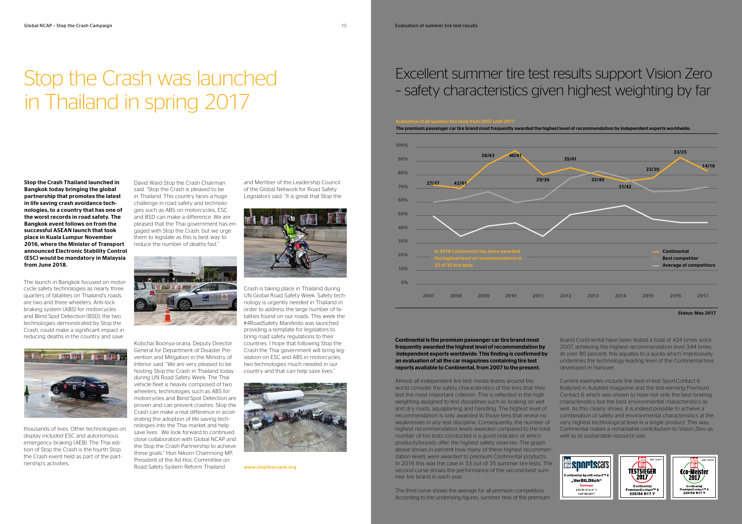# Stop the Crash was launched in Thailand in spring 2017

**Stop the Crash Thailand launched in Bangkok today bringing the global partnership that promotes the latest in life saving crash avoidance technologies, to a country that has one of the worst records in road safety. The Bangkok event follows on from the successful ASEAN launch that took place in Kuala Lumpur November 2016, where the Minister of Transport announced Electronic Stability Control (ESC) would be mandatory in Malaysia from June 2018.**

The launch in Bangkok focused on motorcycle safety technologies as nearly three quarters of fatalities on Thailand's roads are two and three wheelers. Anti-lock braking system (ABS) for motorcycles and Blind Spot Detection (BSD), the two technologies demonstrated by Stop the Crash, could make a significant impact in reducing deaths in the country and save thousands of lives. Other technologies on display included ESC and autonomous emergency braking (AEB). The Thai edition of Stop the Crash is the fourth Stop the Crash event held as part of the partnership's activities.

David Ward Stop the Crash Chairman said: "Stop the Crash is pleased to be in Thailand. This country faces a huge challenge in road safety and technologies such as ABS on motorcycles, ESC and BSD can make a difference. We are pleased that the Thai government has engaged with Stop the Crash, but we urge them to legislate as this is best way to reduce the number of deaths fast."

Kobchai Boonya-orana, Deputy Director General for Department of Disaster Prevention and Mitigation in the Ministry of Interior said: "We are very pleased to be hosting Stop the Crash in Thailand today during UN Road Safety Week. The Thai vehicle fleet is heavily composed of two wheelers, technologies such as ABS for motorcycles and Blind Spot Detection are proven and can prevent crashes. Stop the Crash can make a real difference in accelerating the adoption of life saving technologies into the Thai market and help save lives. We look forward to continued close collaboration with Global NCAP and the Stop the Crash Partnership to achieve these goals." Hon Nikorn Chamnong MP, President of the Ad-Hoc Committee on Road Safety System Reform Thailand and Member of the Leadership Council of the Global Network for Road Safety Legislators said: "It is great that Stop the Crash is taking place in Thailand during UN Global Road Safety Week. Safety technology is urgently needed in Thailand in order to address the large number of fatalities found on our roads. This week the #4RoadSafety Manifesto was launched providing a template for legislators to bring road safety regulations to their countries. I hope that following Stop the Crash the Thai government will bring legislation on ESC and ABS in motorcycles, two technologies much needed in our country and that can help save lives."

www.stopthecrash.org

# Excellent summer tire test results support Vision Zero – safety characteristics given highest weighting by far

**Evaluation of all summer tire tests from 2007 until 2017**

**The premium passenger car tire brand most frequently awarded the highest level of recommendation by independent experts worldwide.**

| Year | Continental (highest recommendations / tests) |
|---|---|
| 2007 | 27/37 |
| 2008 | 42/61 |
| 2009 | 38/43 |
| 2010 | 40/41 |
| 2011 | 29/36 |
| 2012 | 35/41 |
| 2013 | 32/40 |
| 2014 | 31/42 |
| 2015 | 23/30 |
| 2016 | 33/35 |
| 2017 | 14/18 |

Legend: Continental; Best competitor; Average of competitors

In 2016 Continental has been awarded the highest level of recommendation in 33 of 35 tire tests

**Status: May 2017**

**Continental is the premium passenger car tire brand most frequently awarded the highest level of recommendation by independent experts worldwide. This finding is confirmed by an evaluation of all the car magazines containing tire test reports available to Continental, from 2007 to the present.**

Almost all independent tire test media teams around the world consider the safety characteristics of the tires that they test the most important criterion. This is reflected in the high weighting assigned to test disciplines such as braking on wet and dry roads, aquaplaning and handling. The highest level of recommendation is only awarded to those tires that reveal no weaknesses in any test discipline. Consequently, the number of highest recommendation levels awarded compared to the total number of tire tests conducted is a good indicator of which products/brands offer the highest safety reserves. The graph above shows in percent how many of these highest recommendation levels were awarded to premium Continental products. In 2016 this was the case in 33 out of 35 summer tire tests. The second curve shows the performance of the second-best summer tire brand in each year.

The third curve shows the average for all premium competitors. According to the underlying figures, summer tires of the premium brand Continental have been tested a total of 424 times since 2007, achieving the highest recommendation level 344 times. At over 80 percent, this equates to a quota which impressively underlines the technology-leading level of the Continental tires developed in Hanover.

Current examples include the best-in-test SportContact 6 featured in Autobild magazine and the test-winning Premium Contact 6 which was shown to have not only the best braking characteristics but the best environmental characteristics as well. As this clearly shows, it is indeed possible to achieve a combination of safety and environmental characteristics at the very highest technological level in a single product. This way, Continental makes a remarkable contribution to Vision Zero as well as to sustainable resource use.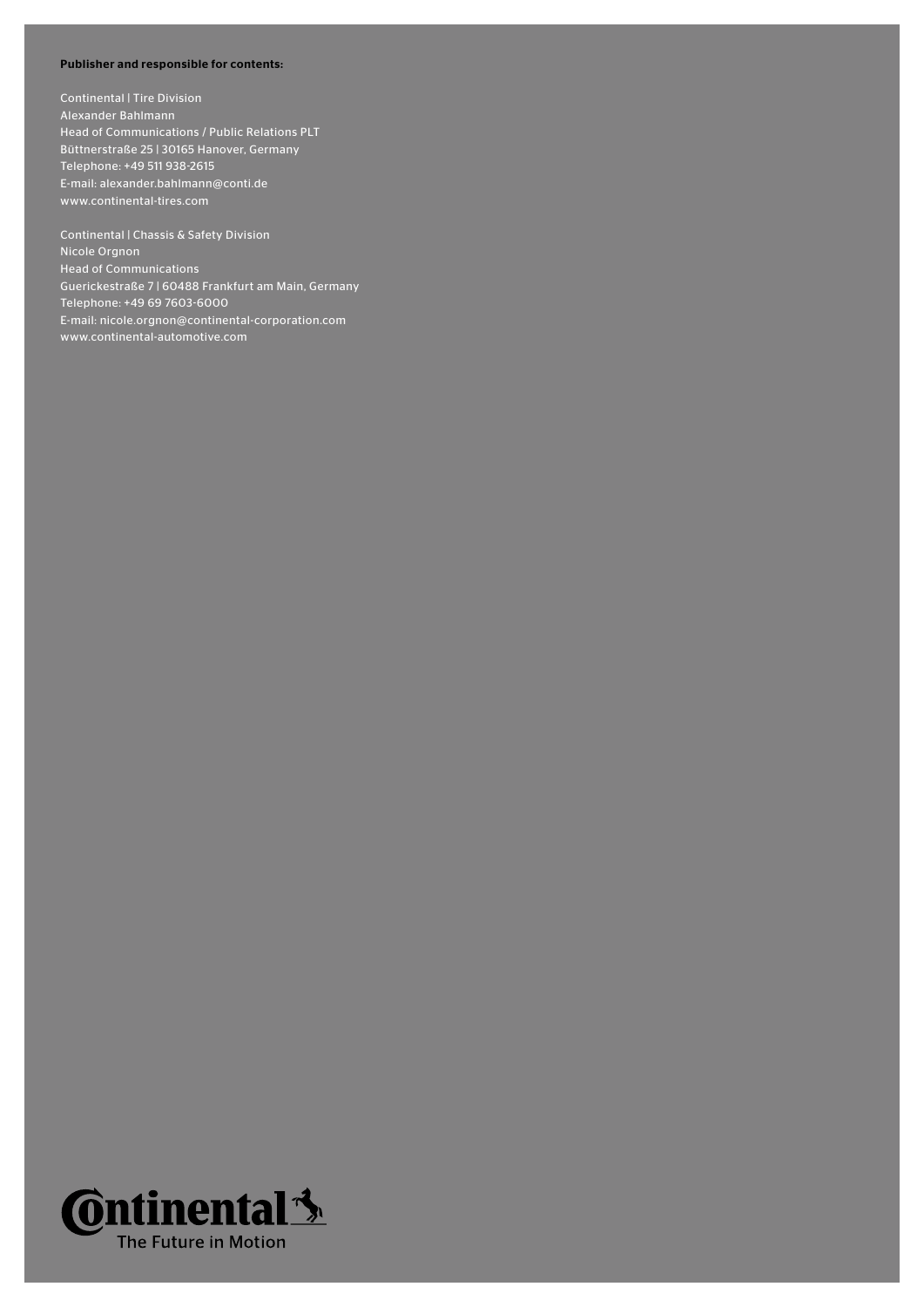**Publisher and responsible for contents:**

Continental | Tire Division
Alexander Bahlmann
Head of Communications / Public Relations PLT
Büttnerstraße 25 | 30165 Hanover, Germany
Telephone: +49 511 938-2615
E-mail: alexander.bahlmann@conti.de
www.continental-tires.com

Continental | Chassis & Safety Division
Nicole Orgnon
Head of Communications
Guerickestraße 7 | 60488 Frankfurt am Main, Germany
Telephone: +49 69 7603-6000
E-mail: nicole.orgnon@continental-corporation.com
www.continental-automotive.com

Continental
The Future in Motion